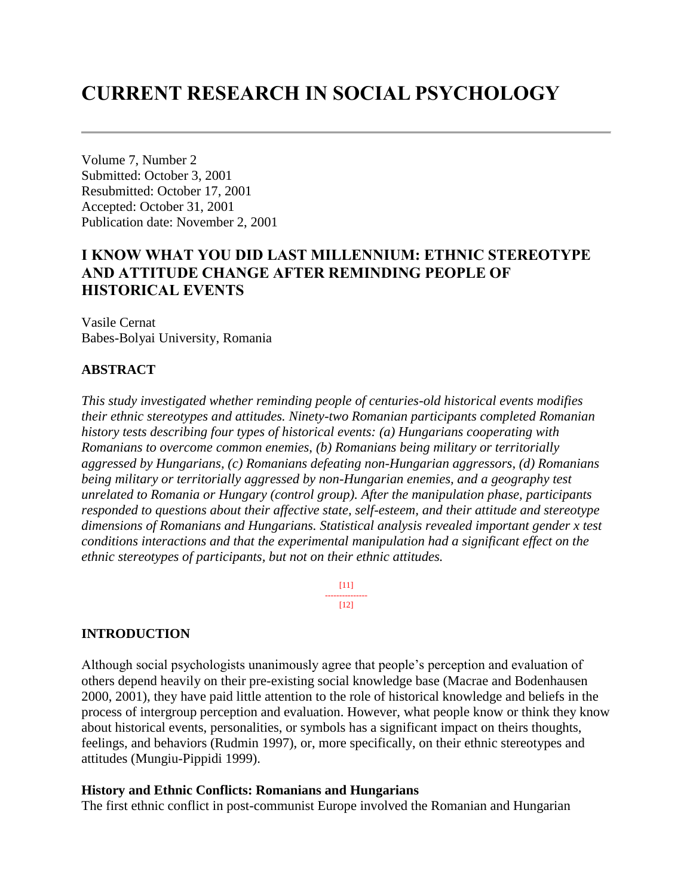# CURRENT RESEARCH IN SOCIAL PSYCHOLOGY

Volume 7, Number 2
Submitted: October 3, 2001
Resubmitted: October 17, 2001
Accepted: October 31, 2001
Publication date: November 2, 2001

## I KNOW WHAT YOU DID LAST MILLENNIUM: ETHNIC STEREOTYPE AND ATTITUDE CHANGE AFTER REMINDING PEOPLE OF HISTORICAL EVENTS

Vasile Cernat
Babes-Bolyai University, Romania

### ABSTRACT

*This study investigated whether reminding people of centuries-old historical events modifies their ethnic stereotypes and attitudes. Ninety-two Romanian participants completed Romanian history tests describing four types of historical events: (a) Hungarians cooperating with Romanians to overcome common enemies, (b) Romanians being military or territorially aggressed by Hungarians, (c) Romanians defeating non-Hungarian aggressors, (d) Romanians being military or territorially aggressed by non-Hungarian enemies, and a geography test unrelated to Romania or Hungary (control group). After the manipulation phase, participants responded to questions about their affective state, self-esteem, and their attitude and stereotype dimensions of Romanians and Hungarians. Statistical analysis revealed important gender x test conditions interactions and that the experimental manipulation had a significant effect on the ethnic stereotypes of participants, but not on their ethnic attitudes.*

[11]
---------------
[12]

### INTRODUCTION

Although social psychologists unanimously agree that people's perception and evaluation of others depend heavily on their pre-existing social knowledge base (Macrae and Bodenhausen 2000, 2001), they have paid little attention to the role of historical knowledge and beliefs in the process of intergroup perception and evaluation. However, what people know or think they know about historical events, personalities, or symbols has a significant impact on theirs thoughts, feelings, and behaviors (Rudmin 1997), or, more specifically, on their ethnic stereotypes and attitudes (Mungiu-Pippidi 1999).

**History and Ethnic Conflicts: Romanians and Hungarians**
The first ethnic conflict in post-communist Europe involved the Romanian and Hungarian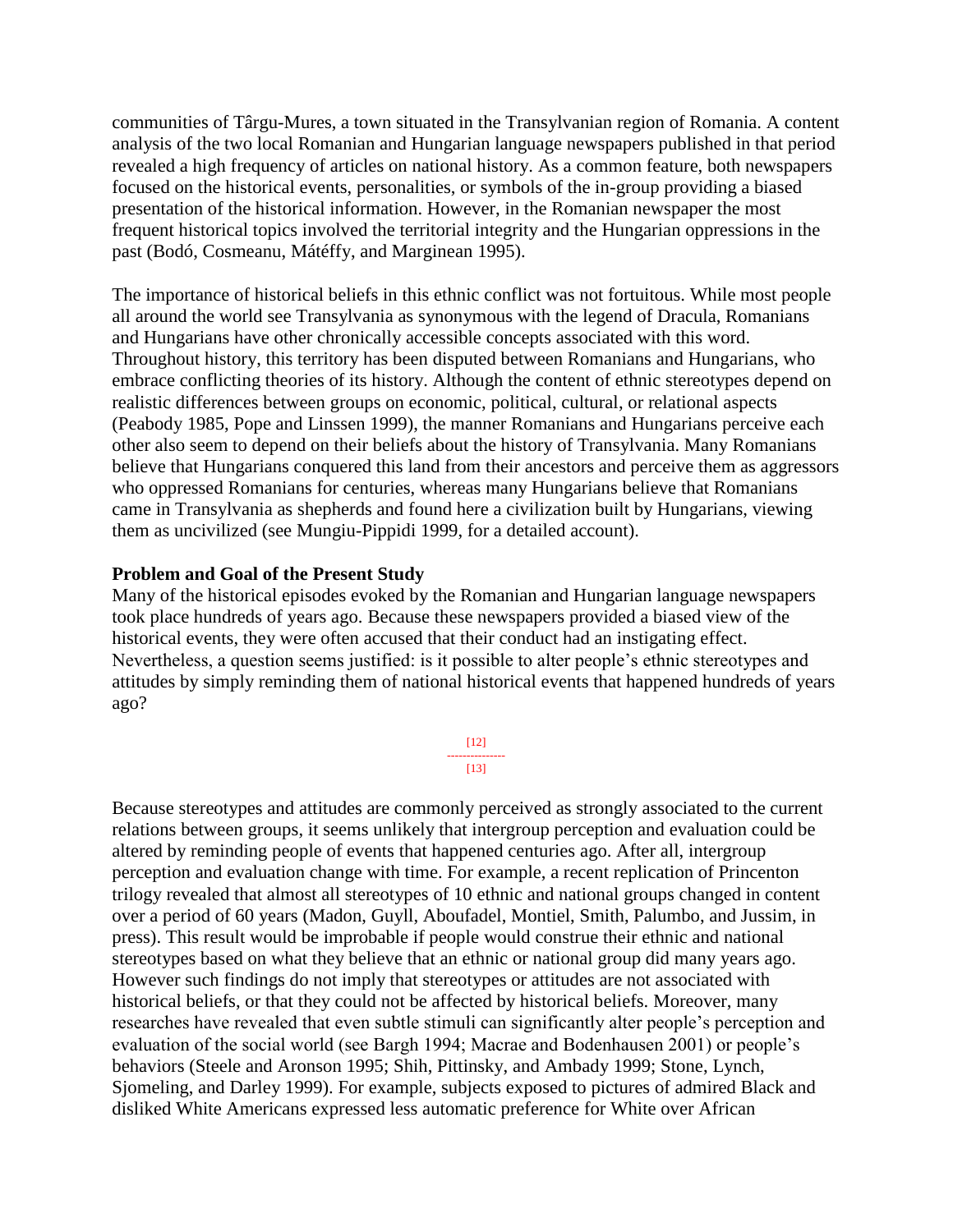communities of Târgu-Mures, a town situated in the Transylvanian region of Romania. A content analysis of the two local Romanian and Hungarian language newspapers published in that period revealed a high frequency of articles on national history. As a common feature, both newspapers focused on the historical events, personalities, or symbols of the in-group providing a biased presentation of the historical information. However, in the Romanian newspaper the most frequent historical topics involved the territorial integrity and the Hungarian oppressions in the past (Bodó, Cosmeanu, Mátéffy, and Marginean 1995).

The importance of historical beliefs in this ethnic conflict was not fortuitous. While most people all around the world see Transylvania as synonymous with the legend of Dracula, Romanians and Hungarians have other chronically accessible concepts associated with this word. Throughout history, this territory has been disputed between Romanians and Hungarians, who embrace conflicting theories of its history. Although the content of ethnic stereotypes depend on realistic differences between groups on economic, political, cultural, or relational aspects (Peabody 1985, Pope and Linssen 1999), the manner Romanians and Hungarians perceive each other also seem to depend on their beliefs about the history of Transylvania. Many Romanians believe that Hungarians conquered this land from their ancestors and perceive them as aggressors who oppressed Romanians for centuries, whereas many Hungarians believe that Romanians came in Transylvania as shepherds and found here a civilization built by Hungarians, viewing them as uncivilized (see Mungiu-Pippidi 1999, for a detailed account).

**Problem and Goal of the Present Study**

Many of the historical episodes evoked by the Romanian and Hungarian language newspapers took place hundreds of years ago. Because these newspapers provided a biased view of the historical events, they were often accused that their conduct had an instigating effect. Nevertheless, a question seems justified: is it possible to alter people's ethnic stereotypes and attitudes by simply reminding them of national historical events that happened hundreds of years ago?

Because stereotypes and attitudes are commonly perceived as strongly associated to the current relations between groups, it seems unlikely that intergroup perception and evaluation could be altered by reminding people of events that happened centuries ago. After all, intergroup perception and evaluation change with time. For example, a recent replication of Princenton trilogy revealed that almost all stereotypes of 10 ethnic and national groups changed in content over a period of 60 years (Madon, Guyll, Aboufadel, Montiel, Smith, Palumbo, and Jussim, in press). This result would be improbable if people would construe their ethnic and national stereotypes based on what they believe that an ethnic or national group did many years ago. However such findings do not imply that stereotypes or attitudes are not associated with historical beliefs, or that they could not be affected by historical beliefs. Moreover, many researches have revealed that even subtle stimuli can significantly alter people's perception and evaluation of the social world (see Bargh 1994; Macrae and Bodenhausen 2001) or people's behaviors (Steele and Aronson 1995; Shih, Pittinsky, and Ambady 1999; Stone, Lynch, Sjomeling, and Darley 1999). For example, subjects exposed to pictures of admired Black and disliked White Americans expressed less automatic preference for White over African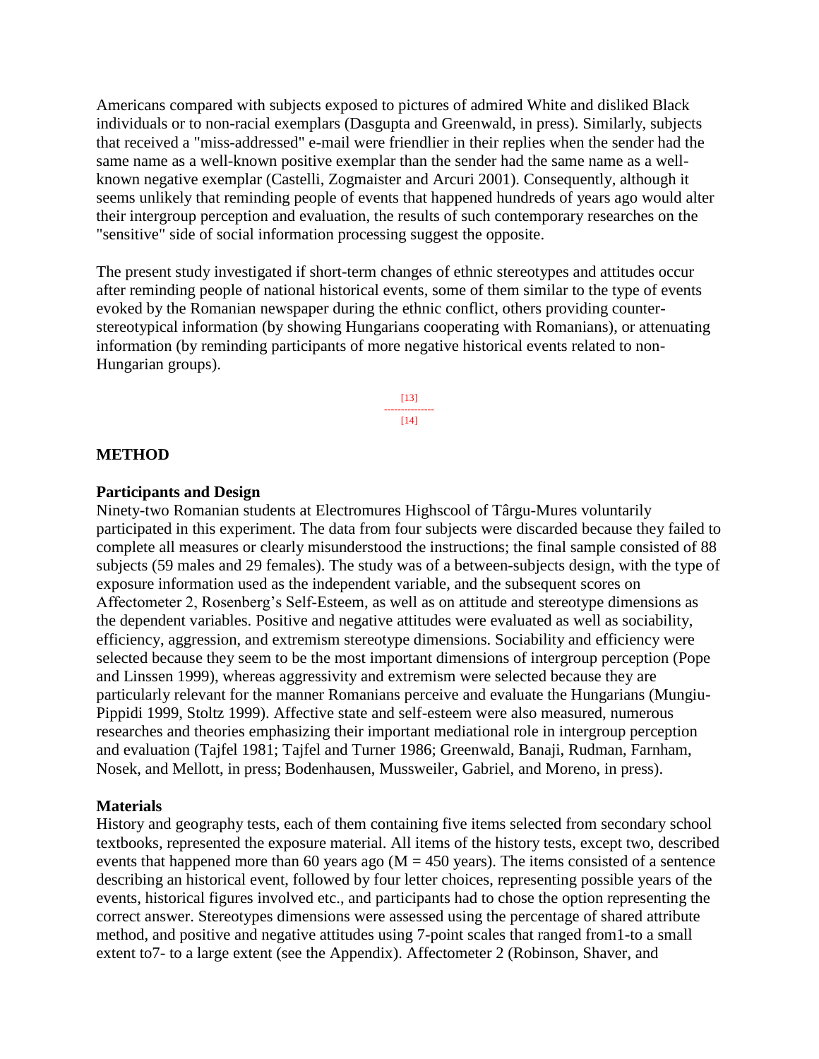Americans compared with subjects exposed to pictures of admired White and disliked Black individuals or to non-racial exemplars (Dasgupta and Greenwald, in press). Similarly, subjects that received a "miss-addressed" e-mail were friendlier in their replies when the sender had the same name as a well-known positive exemplar than the sender had the same name as a well-known negative exemplar (Castelli, Zogmaister and Arcuri 2001). Consequently, although it seems unlikely that reminding people of events that happened hundreds of years ago would alter their intergroup perception and evaluation, the results of such contemporary researches on the "sensitive" side of social information processing suggest the opposite.

The present study investigated if short-term changes of ethnic stereotypes and attitudes occur after reminding people of national historical events, some of them similar to the type of events evoked by the Romanian newspaper during the ethnic conflict, others providing counter-stereotypical information (by showing Hungarians cooperating with Romanians), or attenuating information (by reminding participants of more negative historical events related to non-Hungarian groups).

[13]
---------------
[14]

## METHOD

### Participants and Design

Ninety-two Romanian students at Electromures Highscool of Târgu-Mures voluntarily participated in this experiment. The data from four subjects were discarded because they failed to complete all measures or clearly misunderstood the instructions; the final sample consisted of 88 subjects (59 males and 29 females). The study was of a between-subjects design, with the type of exposure information used as the independent variable, and the subsequent scores on Affectometer 2, Rosenberg's Self-Esteem, as well as on attitude and stereotype dimensions as the dependent variables. Positive and negative attitudes were evaluated as well as sociability, efficiency, aggression, and extremism stereotype dimensions. Sociability and efficiency were selected because they seem to be the most important dimensions of intergroup perception (Pope and Linssen 1999), whereas aggressivity and extremism were selected because they are particularly relevant for the manner Romanians perceive and evaluate the Hungarians (Mungiu-Pippidi 1999, Stoltz 1999). Affective state and self-esteem were also measured, numerous researches and theories emphasizing their important mediational role in intergroup perception and evaluation (Tajfel 1981; Tajfel and Turner 1986; Greenwald, Banaji, Rudman, Farnham, Nosek, and Mellott, in press; Bodenhausen, Mussweiler, Gabriel, and Moreno, in press).

### Materials

History and geography tests, each of them containing five items selected from secondary school textbooks, represented the exposure material. All items of the history tests, except two, described events that happened more than 60 years ago (M = 450 years). The items consisted of a sentence describing an historical event, followed by four letter choices, representing possible years of the events, historical figures involved etc., and participants had to chose the option representing the correct answer. Stereotypes dimensions were assessed using the percentage of shared attribute method, and positive and negative attitudes using 7-point scales that ranged from1-to a small extent to7- to a large extent (see the Appendix). Affectometer 2 (Robinson, Shaver, and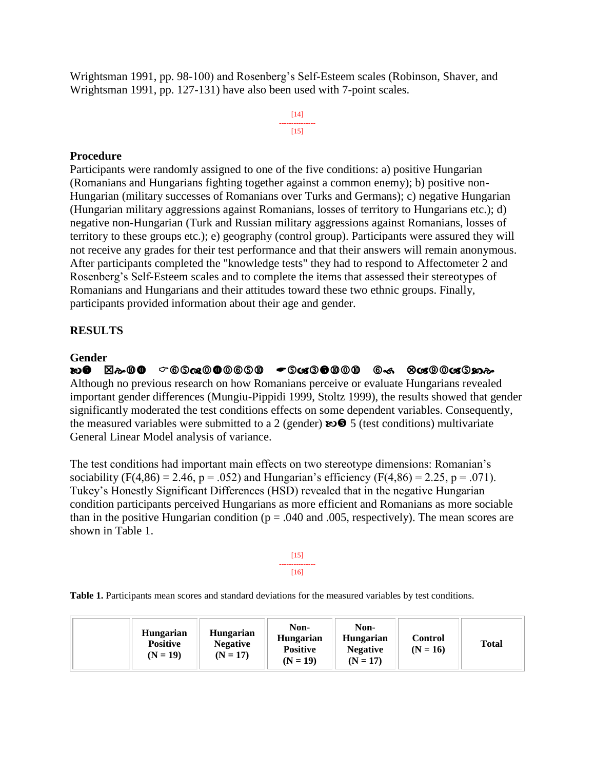Wrightsman 1991, pp. 98-100) and Rosenberg's Self-Esteem scales (Robinson, Shaver, and Wrightsman 1991, pp. 127-131) have also been used with 7-point scales.

### Procedure

Participants were randomly assigned to one of the five conditions: a) positive Hungarian (Romanians and Hungarians fighting together against a common enemy); b) positive non-Hungarian (military successes of Romanians over Turks and Germans); c) negative Hungarian (Hungarian military aggressions against Romanians, losses of territory to Hungarians etc.); d) negative non-Hungarian (Turk and Russian military aggressions against Romanians, losses of territory to these groups etc.); e) geography (control group). Participants were assured they will not receive any grades for their test performance and that their answers will remain anonymous. After participants completed the "knowledge tests" they had to respond to Affectometer 2 and Rosenberg's Self-Esteem scales and to complete the items that assessed their stereotypes of Romanians and Hungarians and their attitudes toward these two ethnic groups. Finally, participants provided information about their age and gender.

## RESULTS

### Gender

Although no previous research on how Romanians perceive or evaluate Hungarians revealed important gender differences (Mungiu-Pippidi 1999, Stoltz 1999), the results showed that gender significantly moderated the test conditions effects on some dependent variables. Consequently, the measured variables were submitted to a 2 (gender) × 5 (test conditions) multivariate General Linear Model analysis of variance.

The test conditions had important main effects on two stereotype dimensions: Romanian's sociability ($F(4,86) = 2.46$, $p = .052$) and Hungarian's efficiency ($F(4,86) = 2.25$, $p = .071$). Tukey's Honestly Significant Differences (HSD) revealed that in the negative Hungarian condition participants perceived Hungarians as more efficient and Romanians as more sociable than in the positive Hungarian condition ($p = .040$ and $.005$, respectively). The mean scores are shown in Table 1.

**Table 1.** Participants mean scores and standard deviations for the measured variables by test conditions.

| | Hungarian Positive (N = 19) | Hungarian Negative (N = 17) | Non-Hungarian Positive (N = 19) | Non-Hungarian Negative (N = 17) | Control (N = 16) | Total |
|---|---|---|---|---|---|---|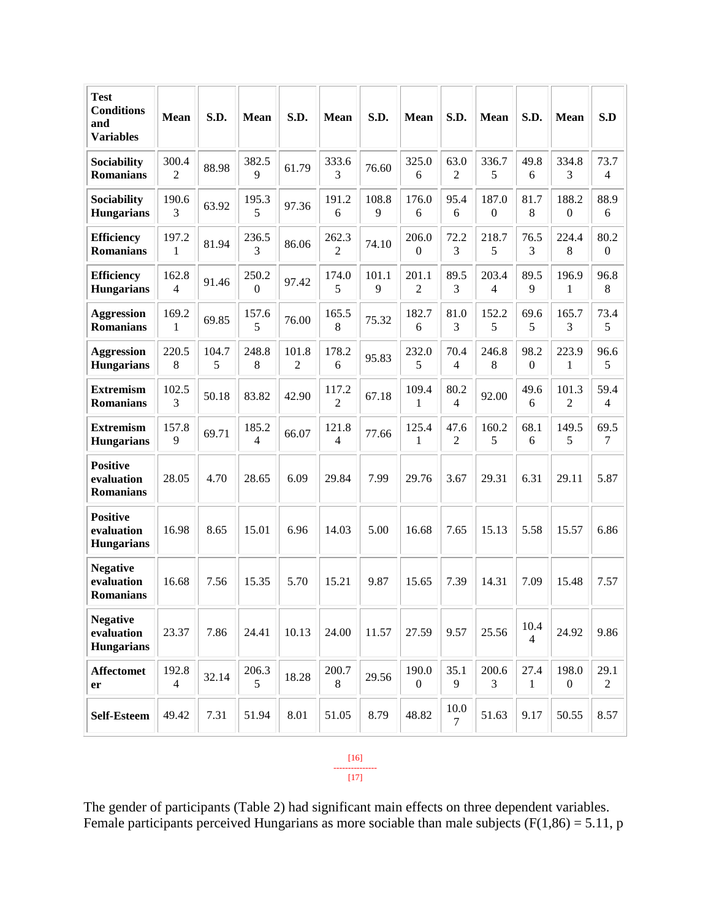| Test Conditions and Variables | Mean | S.D. | Mean | S.D. | Mean | S.D. | Mean | S.D. | Mean | S.D. | Mean | S.D |
|---|---|---|---|---|---|---|---|---|---|---|---|---|
| **Sociability Romanians** | 300.42 | 88.98 | 382.59 | 61.79 | 333.63 | 76.60 | 325.06 | 63.02 | 336.75 | 49.86 | 334.83 | 73.74 |
| **Sociability Hungarians** | 190.63 | 63.92 | 195.35 | 97.36 | 191.26 | 108.89 | 176.06 | 95.46 | 187.00 | 81.78 | 188.20 | 88.96 |
| **Efficiency Romanians** | 197.21 | 81.94 | 236.53 | 86.06 | 262.32 | 74.10 | 206.00 | 72.23 | 218.75 | 76.53 | 224.48 | 80.20 |
| **Efficiency Hungarians** | 162.84 | 91.46 | 250.20 | 97.42 | 174.05 | 101.19 | 201.12 | 89.53 | 203.44 | 89.59 | 196.91 | 96.88 |
| **Aggression Romanians** | 169.21 | 69.85 | 157.65 | 76.00 | 165.58 | 75.32 | 182.76 | 81.03 | 152.25 | 69.65 | 165.73 | 73.45 |
| **Aggression Hungarians** | 220.58 | 104.75 | 248.88 | 101.82 | 178.26 | 95.83 | 232.05 | 70.44 | 246.88 | 98.20 | 223.91 | 96.65 |
| **Extremism Romanians** | 102.53 | 50.18 | 83.82 | 42.90 | 117.22 | 67.18 | 109.41 | 80.24 | 92.00 | 49.66 | 101.32 | 59.44 |
| **Extremism Hungarians** | 157.89 | 69.71 | 185.24 | 66.07 | 121.84 | 77.66 | 125.41 | 47.62 | 160.25 | 68.16 | 149.55 | 69.57 |
| **Positive evaluation Romanians** | 28.05 | 4.70 | 28.65 | 6.09 | 29.84 | 7.99 | 29.76 | 3.67 | 29.31 | 6.31 | 29.11 | 5.87 |
| **Positive evaluation Hungarians** | 16.98 | 8.65 | 15.01 | 6.96 | 14.03 | 5.00 | 16.68 | 7.65 | 15.13 | 5.58 | 15.57 | 6.86 |
| **Negative evaluation Romanians** | 16.68 | 7.56 | 15.35 | 5.70 | 15.21 | 9.87 | 15.65 | 7.39 | 14.31 | 7.09 | 15.48 | 7.57 |
| **Negative evaluation Hungarians** | 23.37 | 7.86 | 24.41 | 10.13 | 24.00 | 11.57 | 27.59 | 9.57 | 25.56 | 10.44 | 24.92 | 9.86 |
| **Affectometer** | 192.84 | 32.14 | 206.35 | 18.28 | 200.78 | 29.56 | 190.00 | 35.19 | 200.63 | 27.41 | 198.00 | 29.12 |
| **Self-Esteem** | 49.42 | 7.31 | 51.94 | 8.01 | 51.05 | 8.79 | 48.82 | 10.07 | 51.63 | 9.17 | 50.55 | 8.57 |

[16]
---------------
[17]

The gender of participants (Table 2) had significant main effects on three dependent variables. Female participants perceived Hungarians as more sociable than male subjects ($F(1,86) = 5.11$, p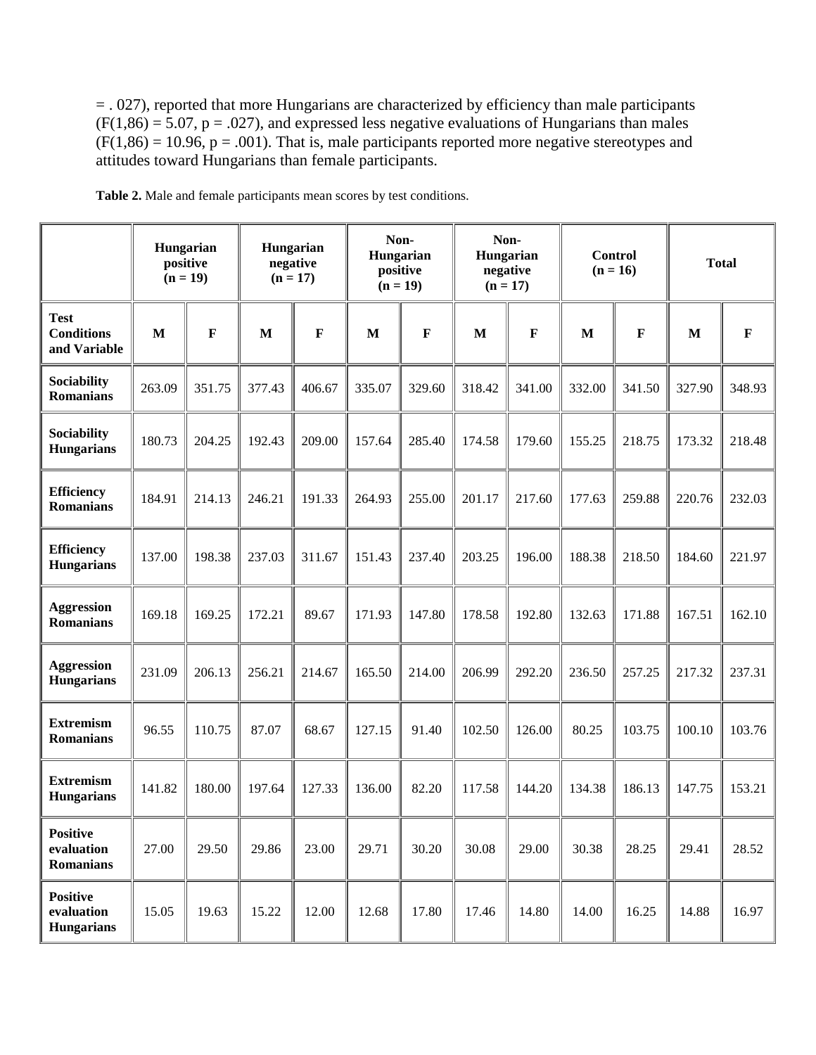= . 027), reported that more Hungarians are characterized by efficiency than male participants ($F(1,86) = 5.07$, $p = .027$), and expressed less negative evaluations of Hungarians than males ($F(1,86) = 10.96$, $p = .001$). That is, male participants reported more negative stereotypes and attitudes toward Hungarians than female participants.

**Table 2.** Male and female participants mean scores by test conditions.

| | Hungarian positive (n = 19) | | Hungarian negative (n = 17) | | Non-Hungarian positive (n = 19) | | Non-Hungarian negative (n = 17) | | Control (n = 16) | | Total | |
|---|---|---|---|---|---|---|---|---|---|---|---|---|
| **Test Conditions and Variable** | **M** | **F** | **M** | **F** | **M** | **F** | **M** | **F** | **M** | **F** | **M** | **F** |
| **Sociability Romanians** | 263.09 | 351.75 | 377.43 | 406.67 | 335.07 | 329.60 | 318.42 | 341.00 | 332.00 | 341.50 | 327.90 | 348.93 |
| **Sociability Hungarians** | 180.73 | 204.25 | 192.43 | 209.00 | 157.64 | 285.40 | 174.58 | 179.60 | 155.25 | 218.75 | 173.32 | 218.48 |
| **Efficiency Romanians** | 184.91 | 214.13 | 246.21 | 191.33 | 264.93 | 255.00 | 201.17 | 217.60 | 177.63 | 259.88 | 220.76 | 232.03 |
| **Efficiency Hungarians** | 137.00 | 198.38 | 237.03 | 311.67 | 151.43 | 237.40 | 203.25 | 196.00 | 188.38 | 218.50 | 184.60 | 221.97 |
| **Aggression Romanians** | 169.18 | 169.25 | 172.21 | 89.67 | 171.93 | 147.80 | 178.58 | 192.80 | 132.63 | 171.88 | 167.51 | 162.10 |
| **Aggression Hungarians** | 231.09 | 206.13 | 256.21 | 214.67 | 165.50 | 214.00 | 206.99 | 292.20 | 236.50 | 257.25 | 217.32 | 237.31 |
| **Extremism Romanians** | 96.55 | 110.75 | 87.07 | 68.67 | 127.15 | 91.40 | 102.50 | 126.00 | 80.25 | 103.75 | 100.10 | 103.76 |
| **Extremism Hungarians** | 141.82 | 180.00 | 197.64 | 127.33 | 136.00 | 82.20 | 117.58 | 144.20 | 134.38 | 186.13 | 147.75 | 153.21 |
| **Positive evaluation Romanians** | 27.00 | 29.50 | 29.86 | 23.00 | 29.71 | 30.20 | 30.08 | 29.00 | 30.38 | 28.25 | 29.41 | 28.52 |
| **Positive evaluation Hungarians** | 15.05 | 19.63 | 15.22 | 12.00 | 12.68 | 17.80 | 17.46 | 14.80 | 14.00 | 16.25 | 14.88 | 16.97 |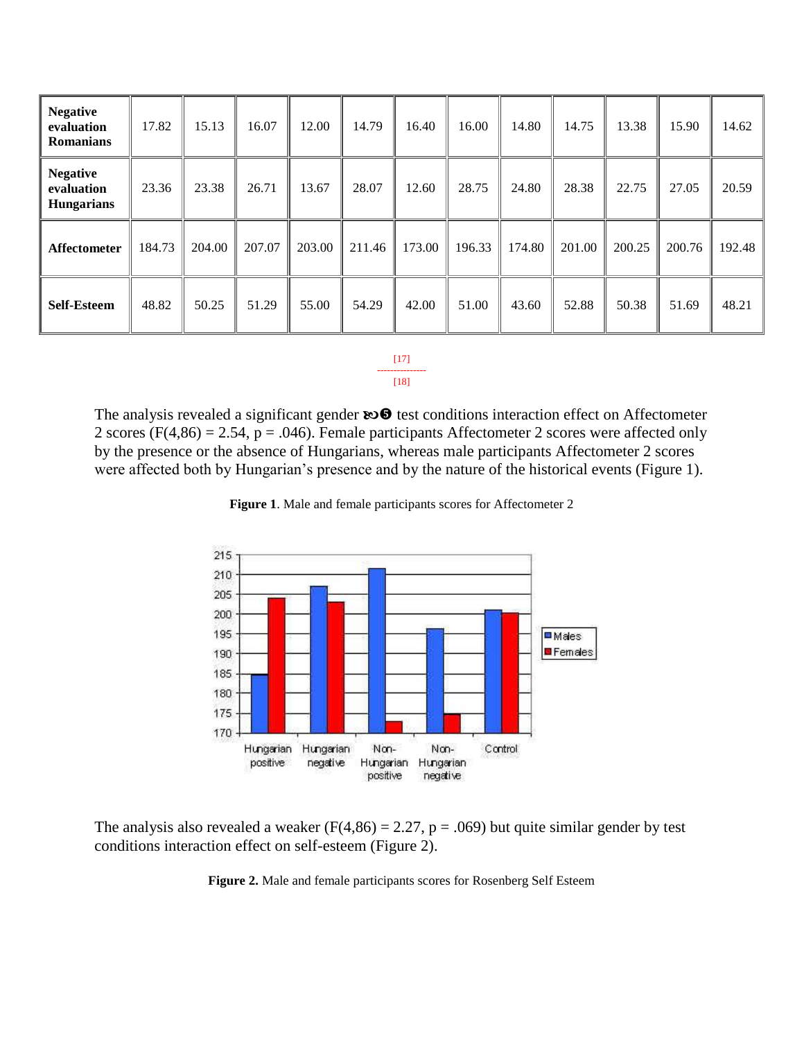| Negative evaluation Romanians | 17.82 | 15.13 | 16.07 | 12.00 | 14.79 | 16.40 | 16.00 | 14.80 | 14.75 | 13.38 | 15.90 | 14.62 |
|---|---|---|---|---|---|---|---|---|---|---|---|---|
| **Negative evaluation Hungarians** | 23.36 | 23.38 | 26.71 | 13.67 | 28.07 | 12.60 | 28.75 | 24.80 | 28.38 | 22.75 | 27.05 | 20.59 |
| **Affectometer** | 184.73 | 204.00 | 207.07 | 203.00 | 211.46 | 173.00 | 196.33 | 174.80 | 201.00 | 200.25 | 200.76 | 192.48 |
| **Self-Esteem** | 48.82 | 50.25 | 51.29 | 55.00 | 54.29 | 42.00 | 51.00 | 43.60 | 52.88 | 50.38 | 51.69 | 48.21 |

[17]
---------------
[18]

The analysis revealed a significant gender ✕ test conditions interaction effect on Affectometer 2 scores ($F(4,86) = 2.54$, $p = .046$). Female participants Affectometer 2 scores were affected only by the presence or the absence of Hungarians, whereas male participants Affectometer 2 scores were affected both by Hungarian's presence and by the nature of the historical events (Figure 1).

**Figure 1**. Male and female participants scores for Affectometer 2

The analysis also revealed a weaker ($F(4,86) = 2.27$, $p = .069$) but quite similar gender by test conditions interaction effect on self-esteem (Figure 2).

**Figure 2.** Male and female participants scores for Rosenberg Self Esteem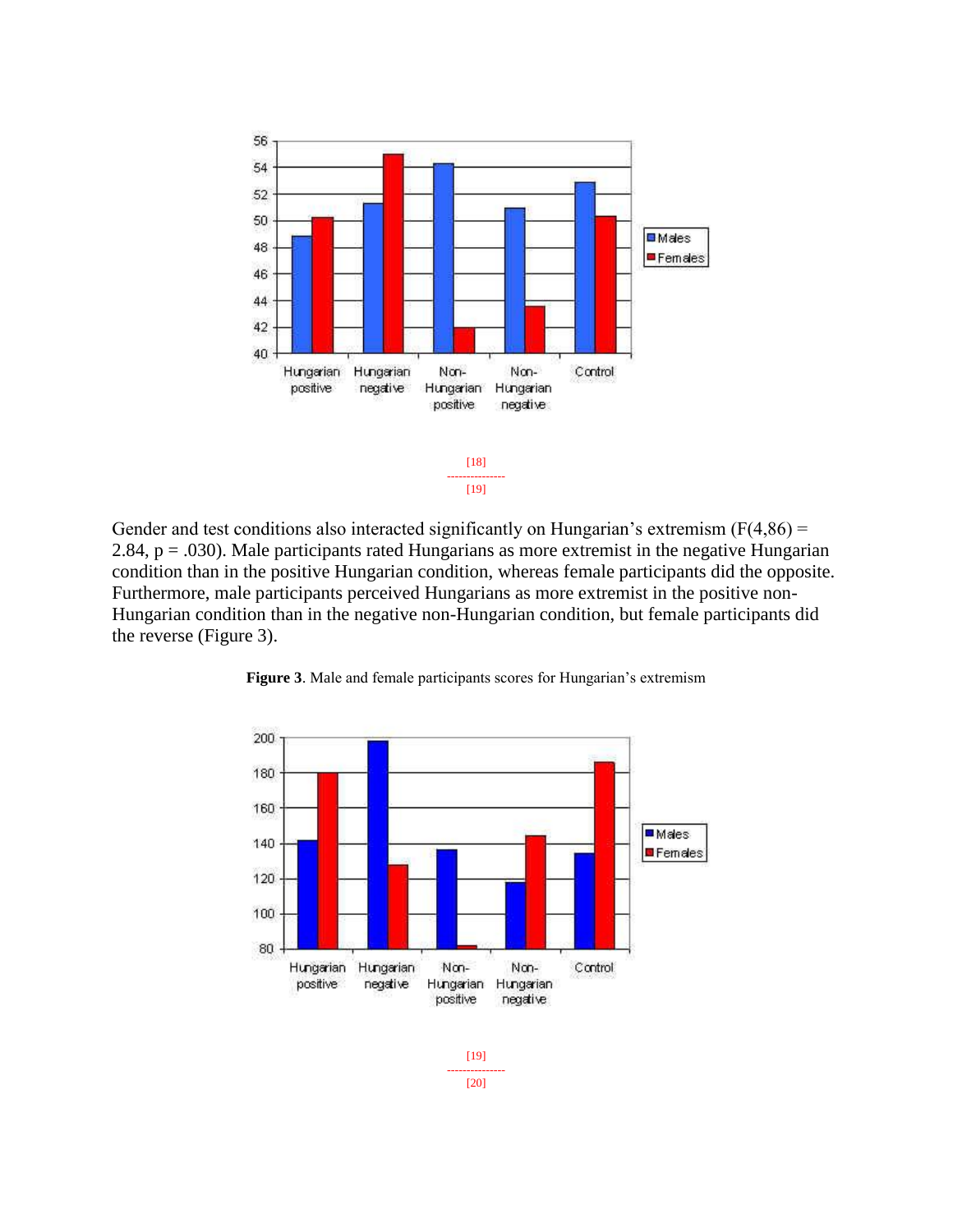[18]

[19]

Gender and test conditions also interacted significantly on Hungarian's extremism ($F(4,86) = 2.84$, $p = .030$). Male participants rated Hungarians as more extremist in the negative Hungarian condition than in the positive Hungarian condition, whereas female participants did the opposite. Furthermore, male participants perceived Hungarians as more extremist in the positive non-Hungarian condition than in the negative non-Hungarian condition, but female participants did the reverse (Figure 3).

**Figure 3**. Male and female participants scores for Hungarian's extremism

[19]

[20]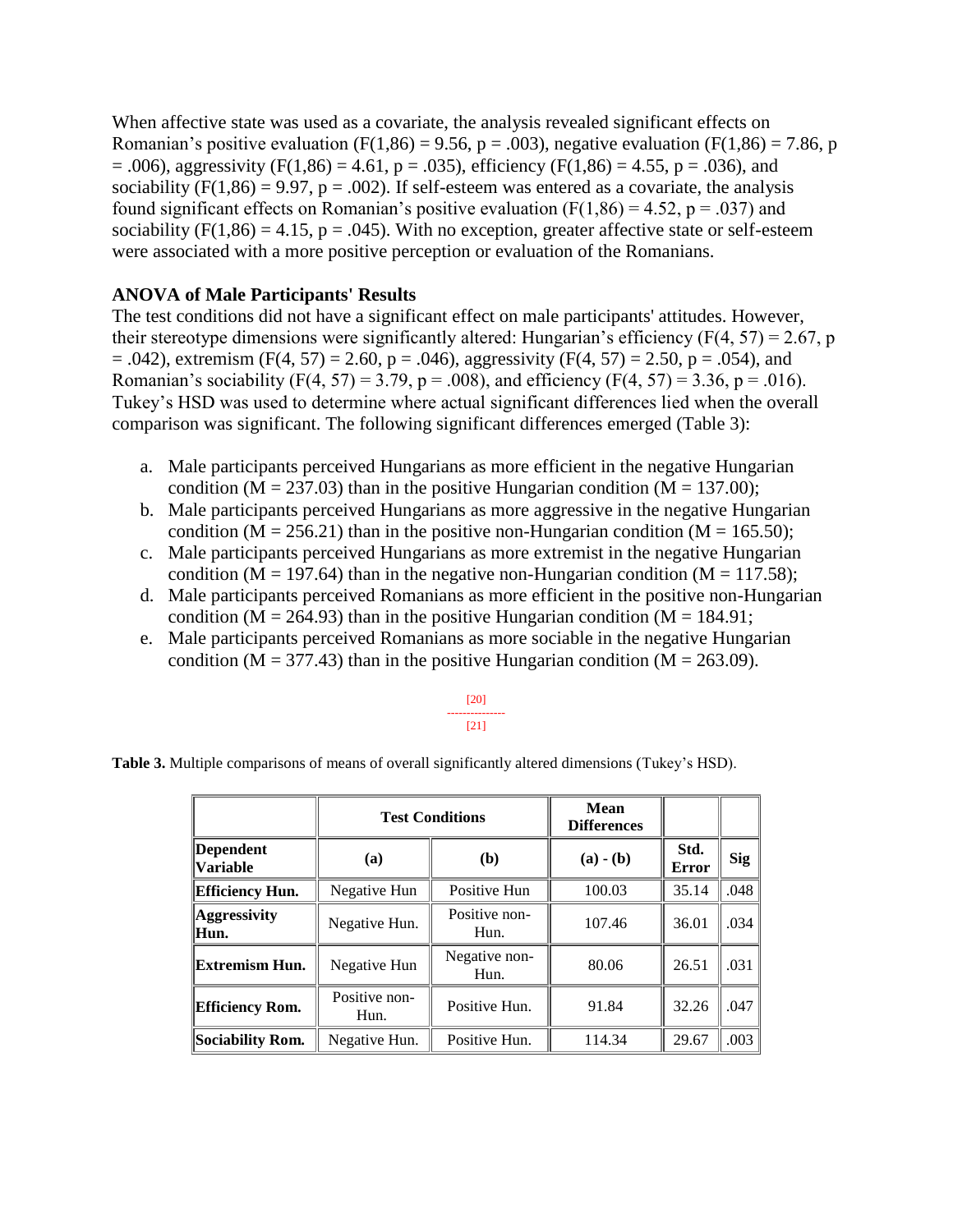When affective state was used as a covariate, the analysis revealed significant effects on Romanian's positive evaluation ($F(1,86) = 9.56$, $p = .003$), negative evaluation ($F(1,86) = 7.86$, $p = .006$), aggressivity ($F(1,86) = 4.61$, $p = .035$), efficiency ($F(1,86) = 4.55$, $p = .036$), and sociability ($F(1,86) = 9.97$, $p = .002$). If self-esteem was entered as a covariate, the analysis found significant effects on Romanian's positive evaluation ($F(1,86) = 4.52$, $p = .037$) and sociability ($F(1,86) = 4.15$, $p = .045$). With no exception, greater affective state or self-esteem were associated with a more positive perception or evaluation of the Romanians.

### ANOVA of Male Participants' Results

The test conditions did not have a significant effect on male participants' attitudes. However, their stereotype dimensions were significantly altered: Hungarian's efficiency ($F(4, 57) = 2.67$, $p = .042$), extremism ($F(4, 57) = 2.60$, $p = .046$), aggressivity ($F(4, 57) = 2.50$, $p = .054$), and Romanian's sociability ($F(4, 57) = 3.79$, $p = .008$), and efficiency ($F(4, 57) = 3.36$, $p = .016$). Tukey's HSD was used to determine where actual significant differences lied when the overall comparison was significant. The following significant differences emerged (Table 3):

a. Male participants perceived Hungarians as more efficient in the negative Hungarian condition ($M = 237.03$) than in the positive Hungarian condition ($M = 137.00$);
b. Male participants perceived Hungarians as more aggressive in the negative Hungarian condition ($M = 256.21$) than in the positive non-Hungarian condition ($M = 165.50$);
c. Male participants perceived Hungarians as more extremist in the negative Hungarian condition ($M = 197.64$) than in the negative non-Hungarian condition ($M = 117.58$);
d. Male participants perceived Romanians as more efficient in the positive non-Hungarian condition ($M = 264.93$) than in the positive Hungarian condition ($M = 184.91$;
e. Male participants perceived Romanians as more sociable in the negative Hungarian condition ($M = 377.43$) than in the positive Hungarian condition ($M = 263.09$).

[20]
---------------
[21]

**Table 3.** Multiple comparisons of means of overall significantly altered dimensions (Tukey's HSD).

| | Test Conditions | | Mean Differences | | |
|---|---|---|---|---|---|
| **Dependent Variable** | **(a)** | **(b)** | **(a) - (b)** | **Std. Error** | **Sig** |
| **Efficiency Hun.** | Negative Hun | Positive Hun | 100.03 | 35.14 | .048 |
| **Aggressivity Hun.** | Negative Hun. | Positive non-Hun. | 107.46 | 36.01 | .034 |
| **Extremism Hun.** | Negative Hun | Negative non-Hun. | 80.06 | 26.51 | .031 |
| **Efficiency Rom.** | Positive non-Hun. | Positive Hun. | 91.84 | 32.26 | .047 |
| **Sociability Rom.** | Negative Hun. | Positive Hun. | 114.34 | 29.67 | .003 |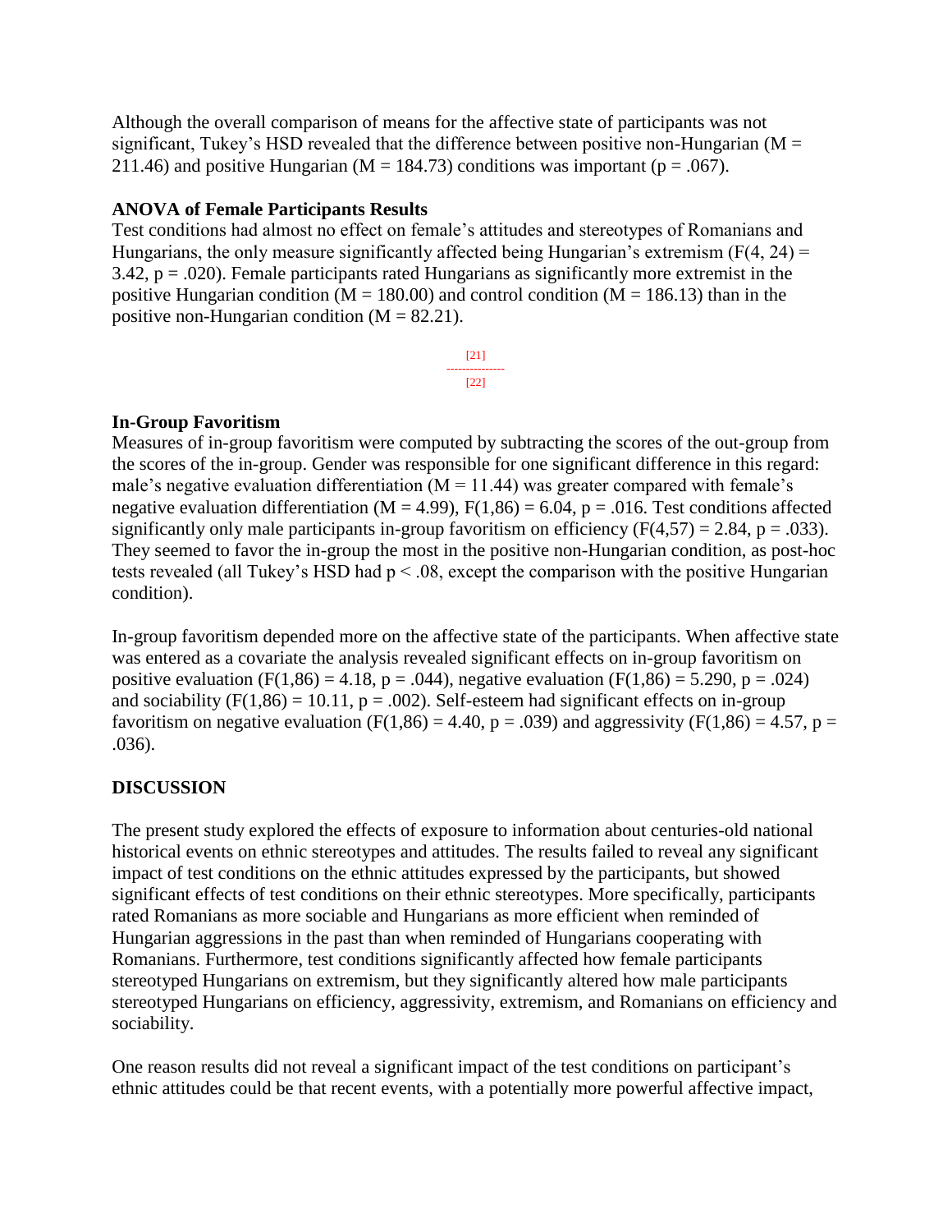Although the overall comparison of means for the affective state of participants was not significant, Tukey's HSD revealed that the difference between positive non-Hungarian ($M = 211.46$) and positive Hungarian ($M = 184.73$) conditions was important ($p = .067$).

**ANOVA of Female Participants Results**

Test conditions had almost no effect on female's attitudes and stereotypes of Romanians and Hungarians, the only measure significantly affected being Hungarian's extremism ($F(4, 24) = 3.42$, $p = .020$). Female participants rated Hungarians as significantly more extremist in the positive Hungarian condition ($M = 180.00$) and control condition ($M = 186.13$) than in the positive non-Hungarian condition ($M = 82.21$).

[21]
---------------
[22]

**In-Group Favoritism**

Measures of in-group favoritism were computed by subtracting the scores of the out-group from the scores of the in-group. Gender was responsible for one significant difference in this regard: male's negative evaluation differentiation ($M = 11.44$) was greater compared with female's negative evaluation differentiation ($M = 4.99$), $F(1,86) = 6.04$, $p = .016$. Test conditions affected significantly only male participants in-group favoritism on efficiency ($F(4,57) = 2.84$, $p = .033$). They seemed to favor the in-group the most in the positive non-Hungarian condition, as post-hoc tests revealed (all Tukey's HSD had $p < .08$, except the comparison with the positive Hungarian condition).

In-group favoritism depended more on the affective state of the participants. When affective state was entered as a covariate the analysis revealed significant effects on in-group favoritism on positive evaluation ($F(1,86) = 4.18$, $p = .044$), negative evaluation ($F(1,86) = 5.290$, $p = .024$) and sociability ($F(1,86) = 10.11$, $p = .002$). Self-esteem had significant effects on in-group favoritism on negative evaluation ($F(1,86) = 4.40$, $p = .039$) and aggressivity ($F(1,86) = 4.57$, $p = .036$).

**DISCUSSION**

The present study explored the effects of exposure to information about centuries-old national historical events on ethnic stereotypes and attitudes. The results failed to reveal any significant impact of test conditions on the ethnic attitudes expressed by the participants, but showed significant effects of test conditions on their ethnic stereotypes. More specifically, participants rated Romanians as more sociable and Hungarians as more efficient when reminded of Hungarian aggressions in the past than when reminded of Hungarians cooperating with Romanians. Furthermore, test conditions significantly affected how female participants stereotyped Hungarians on extremism, but they significantly altered how male participants stereotyped Hungarians on efficiency, aggressivity, extremism, and Romanians on efficiency and sociability.

One reason results did not reveal a significant impact of the test conditions on participant's ethnic attitudes could be that recent events, with a potentially more powerful affective impact,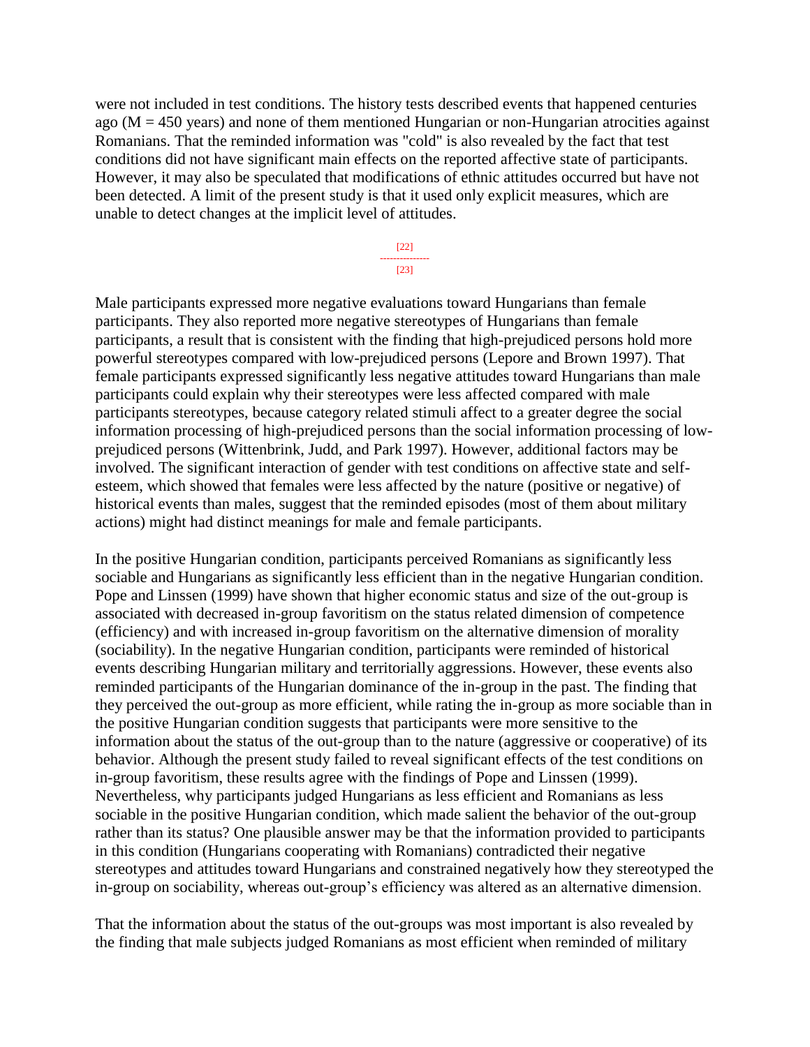were not included in test conditions. The history tests described events that happened centuries ago ($M = 450$ years) and none of them mentioned Hungarian or non-Hungarian atrocities against Romanians. That the reminded information was "cold" is also revealed by the fact that test conditions did not have significant main effects on the reported affective state of participants. However, it may also be speculated that modifications of ethnic attitudes occurred but have not been detected. A limit of the present study is that it used only explicit measures, which are unable to detect changes at the implicit level of attitudes.

Male participants expressed more negative evaluations toward Hungarians than female participants. They also reported more negative stereotypes of Hungarians than female participants, a result that is consistent with the finding that high-prejudiced persons hold more powerful stereotypes compared with low-prejudiced persons (Lepore and Brown 1997). That female participants expressed significantly less negative attitudes toward Hungarians than male participants could explain why their stereotypes were less affected compared with male participants stereotypes, because category related stimuli affect to a greater degree the social information processing of high-prejudiced persons than the social information processing of low-prejudiced persons (Wittenbrink, Judd, and Park 1997). However, additional factors may be involved. The significant interaction of gender with test conditions on affective state and self-esteem, which showed that females were less affected by the nature (positive or negative) of historical events than males, suggest that the reminded episodes (most of them about military actions) might had distinct meanings for male and female participants.

In the positive Hungarian condition, participants perceived Romanians as significantly less sociable and Hungarians as significantly less efficient than in the negative Hungarian condition. Pope and Linssen (1999) have shown that higher economic status and size of the out-group is associated with decreased in-group favoritism on the status related dimension of competence (efficiency) and with increased in-group favoritism on the alternative dimension of morality (sociability). In the negative Hungarian condition, participants were reminded of historical events describing Hungarian military and territorially aggressions. However, these events also reminded participants of the Hungarian dominance of the in-group in the past. The finding that they perceived the out-group as more efficient, while rating the in-group as more sociable than in the positive Hungarian condition suggests that participants were more sensitive to the information about the status of the out-group than to the nature (aggressive or cooperative) of its behavior. Although the present study failed to reveal significant effects of the test conditions on in-group favoritism, these results agree with the findings of Pope and Linssen (1999). Nevertheless, why participants judged Hungarians as less efficient and Romanians as less sociable in the positive Hungarian condition, which made salient the behavior of the out-group rather than its status? One plausible answer may be that the information provided to participants in this condition (Hungarians cooperating with Romanians) contradicted their negative stereotypes and attitudes toward Hungarians and constrained negatively how they stereotyped the in-group on sociability, whereas out-group's efficiency was altered as an alternative dimension.

That the information about the status of the out-groups was most important is also revealed by the finding that male subjects judged Romanians as most efficient when reminded of military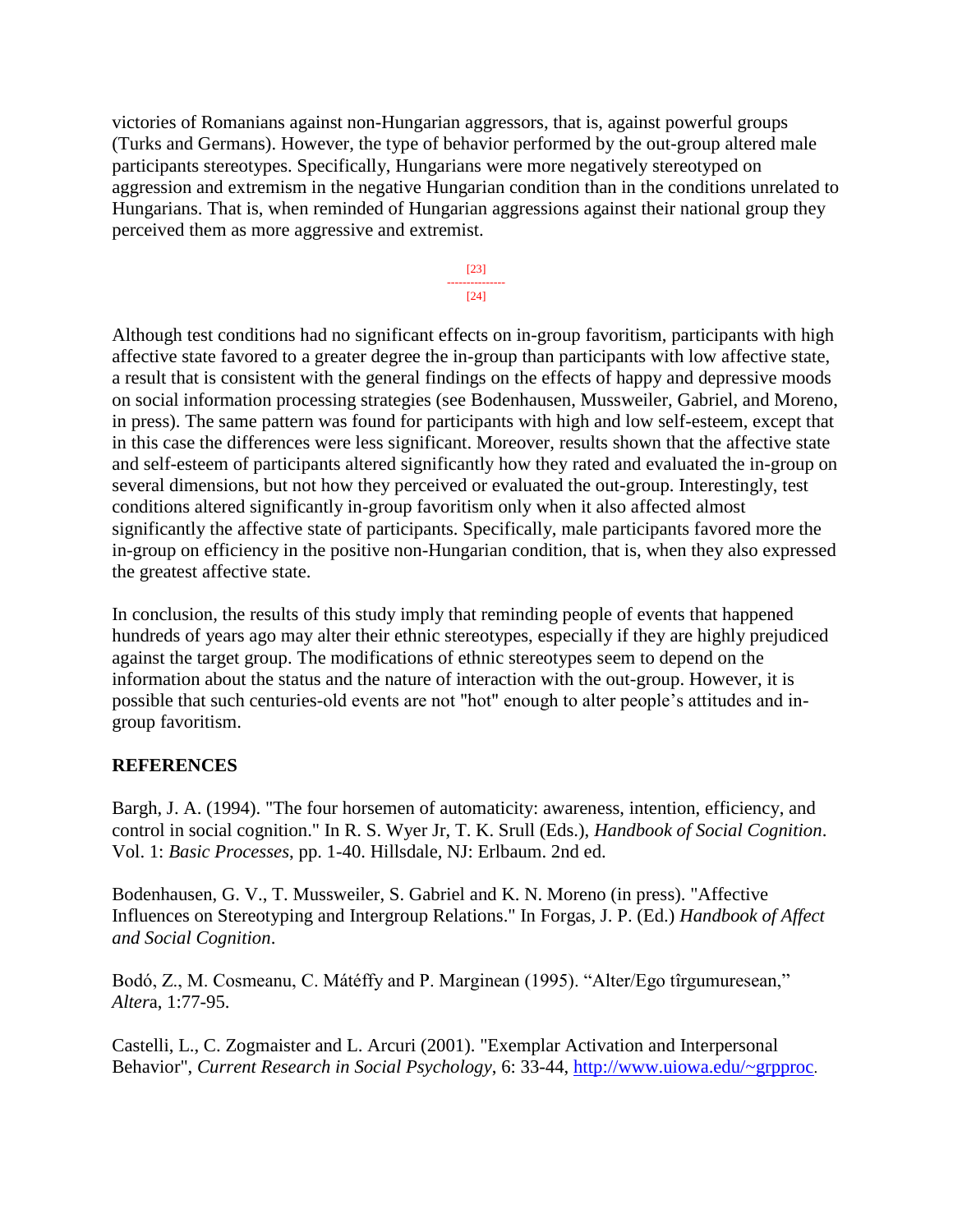victories of Romanians against non-Hungarian aggressors, that is, against powerful groups (Turks and Germans). However, the type of behavior performed by the out-group altered male participants stereotypes. Specifically, Hungarians were more negatively stereotyped on aggression and extremism in the negative Hungarian condition than in the conditions unrelated to Hungarians. That is, when reminded of Hungarian aggressions against their national group they perceived them as more aggressive and extremist.

Although test conditions had no significant effects on in-group favoritism, participants with high affective state favored to a greater degree the in-group than participants with low affective state, a result that is consistent with the general findings on the effects of happy and depressive moods on social information processing strategies (see Bodenhausen, Mussweiler, Gabriel, and Moreno, in press). The same pattern was found for participants with high and low self-esteem, except that in this case the differences were less significant. Moreover, results shown that the affective state and self-esteem of participants altered significantly how they rated and evaluated the in-group on several dimensions, but not how they perceived or evaluated the out-group. Interestingly, test conditions altered significantly in-group favoritism only when it also affected almost significantly the affective state of participants. Specifically, male participants favored more the in-group on efficiency in the positive non-Hungarian condition, that is, when they also expressed the greatest affective state.

In conclusion, the results of this study imply that reminding people of events that happened hundreds of years ago may alter their ethnic stereotypes, especially if they are highly prejudiced against the target group. The modifications of ethnic stereotypes seem to depend on the information about the status and the nature of interaction with the out-group. However, it is possible that such centuries-old events are not "hot" enough to alter people's attitudes and in-group favoritism.

## REFERENCES

Bargh, J. A. (1994). "The four horsemen of automaticity: awareness, intention, efficiency, and control in social cognition." In R. S. Wyer Jr, T. K. Srull (Eds.), *Handbook of Social Cognition*. Vol. 1: *Basic Processes*, pp. 1-40. Hillsdale, NJ: Erlbaum. 2nd ed.

Bodenhausen, G. V., T. Mussweiler, S. Gabriel and K. N. Moreno (in press). "Affective Influences on Stereotyping and Intergroup Relations." In Forgas, J. P. (Ed.) *Handbook of Affect and Social Cognition*.

Bodó, Z., M. Cosmeanu, C. Mátéffy and P. Marginean (1995). "Alter/Ego tîrgumuresean," *Altera*, 1:77-95.

Castelli, L., C. Zogmaister and L. Arcuri (2001). "Exemplar Activation and Interpersonal Behavior", *Current Research in Social Psychology*, 6: 33-44, http://www.uiowa.edu/~grpproc.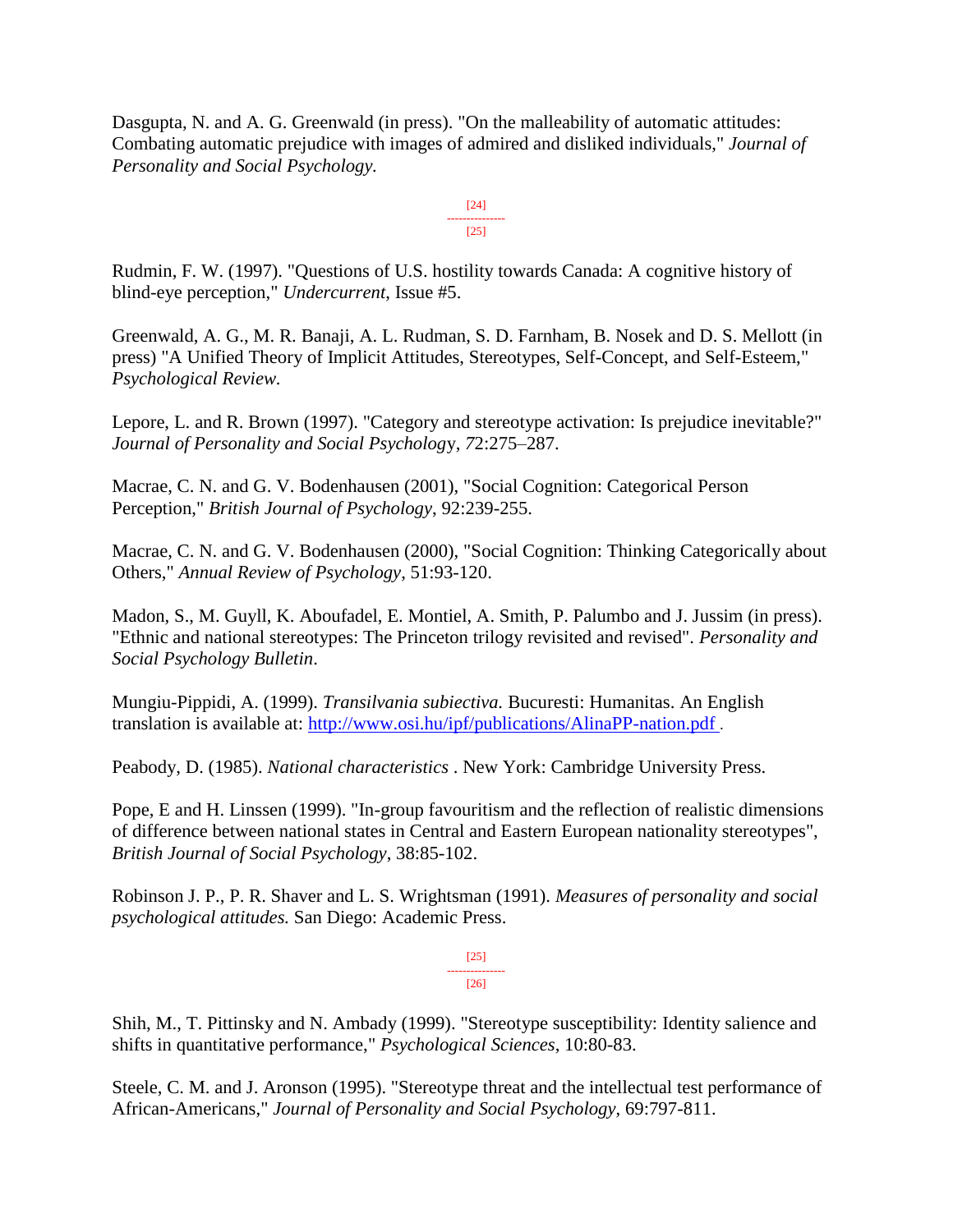Dasgupta, N. and A. G. Greenwald (in press). "On the malleability of automatic attitudes: Combating automatic prejudice with images of admired and disliked individuals," *Journal of Personality and Social Psychology.*

Rudmin, F. W. (1997). "Questions of U.S. hostility towards Canada: A cognitive history of blind-eye perception," *Undercurrent*, Issue #5.

Greenwald, A. G., M. R. Banaji, A. L. Rudman, S. D. Farnham, B. Nosek and D. S. Mellott (in press) "A Unified Theory of Implicit Attitudes, Stereotypes, Self-Concept, and Self-Esteem," *Psychological Review.*

Lepore, L. and R. Brown (1997). "Category and stereotype activation: Is prejudice inevitable?" *Journal of Personality and Social Psychology*, *7*2:275–287.

Macrae, C. N. and G. V. Bodenhausen (2001), "Social Cognition: Categorical Person Perception," *British Journal of Psychology*, 92:239-255.

Macrae, C. N. and G. V. Bodenhausen (2000), "Social Cognition: Thinking Categorically about Others," *Annual Review of Psychology*, 51:93-120.

Madon, S., M. Guyll, K. Aboufadel, E. Montiel, A. Smith, P. Palumbo and J. Jussim (in press). "Ethnic and national stereotypes: The Princeton trilogy revisited and revised". *Personality and Social Psychology Bulletin*.

Mungiu-Pippidi, A. (1999). *Transilvania subiectiva.* Bucuresti: Humanitas. An English translation is available at: http://www.osi.hu/ipf/publications/AlinaPP-nation.pdf .

Peabody, D. (1985). *National characteristics* . New York: Cambridge University Press.

Pope, E and H. Linssen (1999). "In-group favouritism and the reflection of realistic dimensions of difference between national states in Central and Eastern European nationality stereotypes", *British Journal of Social Psychology*, 38:85-102.

Robinson J. P., P. R. Shaver and L. S. Wrightsman (1991). *Measures of personality and social psychological attitudes.* San Diego: Academic Press.

Shih, M., T. Pittinsky and N. Ambady (1999). "Stereotype susceptibility: Identity salience and shifts in quantitative performance," *Psychological Sciences*, 10:80-83.

Steele, C. M. and J. Aronson (1995). "Stereotype threat and the intellectual test performance of African-Americans," *Journal of Personality and Social Psychology*, 69:797-811.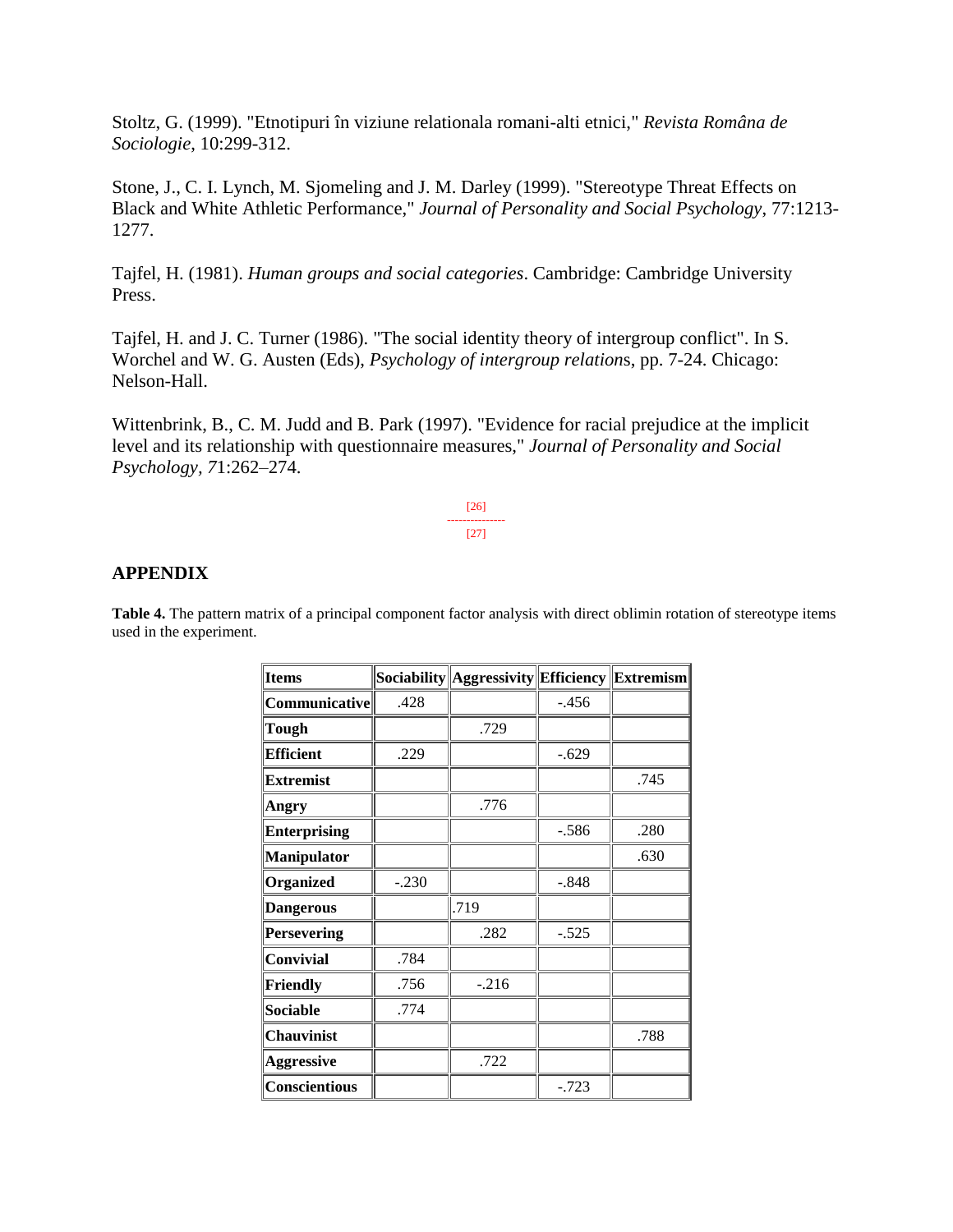Stoltz, G. (1999). "Etnotipuri în viziune relationala romani-alti etnici," *Revista Română de Sociologie*, 10:299-312.

Stone, J., C. I. Lynch, M. Sjomeling and J. M. Darley (1999). "Stereotype Threat Effects on Black and White Athletic Performance," *Journal of Personality and Social Psychology*, 77:1213-1277.

Tajfel, H. (1981). *Human groups and social categories*. Cambridge: Cambridge University Press.

Tajfel, H. and J. C. Turner (1986). "The social identity theory of intergroup conflict". In S. Worchel and W. G. Austen (Eds), *Psychology of intergroup relation*s, pp. 7-24. Chicago: Nelson-Hall.

Wittenbrink, B., C. M. Judd and B. Park (1997). "Evidence for racial prejudice at the implicit level and its relationship with questionnaire measures," *Journal of Personality and Social Psychology, 7*1:262–274.

[26]
--------------
[27]

## APPENDIX

**Table 4.** The pattern matrix of a principal component factor analysis with direct oblimin rotation of stereotype items used in the experiment.

| Items | Sociability | Aggressivity | Efficiency | Extremism |
|---|---|---|---|---|
| **Communicative** | .428 | | -.456 | |
| **Tough** | | .729 | | |
| **Efficient** | .229 | | -.629 | |
| **Extremist** | | | | .745 |
| **Angry** | | .776 | | |
| **Enterprising** | | | -.586 | .280 |
| **Manipulator** | | | | .630 |
| **Organized** | -.230 | | -.848 | |
| **Dangerous** | | .719 | | |
| **Persevering** | | .282 | -.525 | |
| **Convivial** | .784 | | | |
| **Friendly** | .756 | -.216 | | |
| **Sociable** | .774 | | | |
| **Chauvinist** | | | | .788 |
| **Aggressive** | | .722 | | |
| **Conscientious** | | | -.723 | |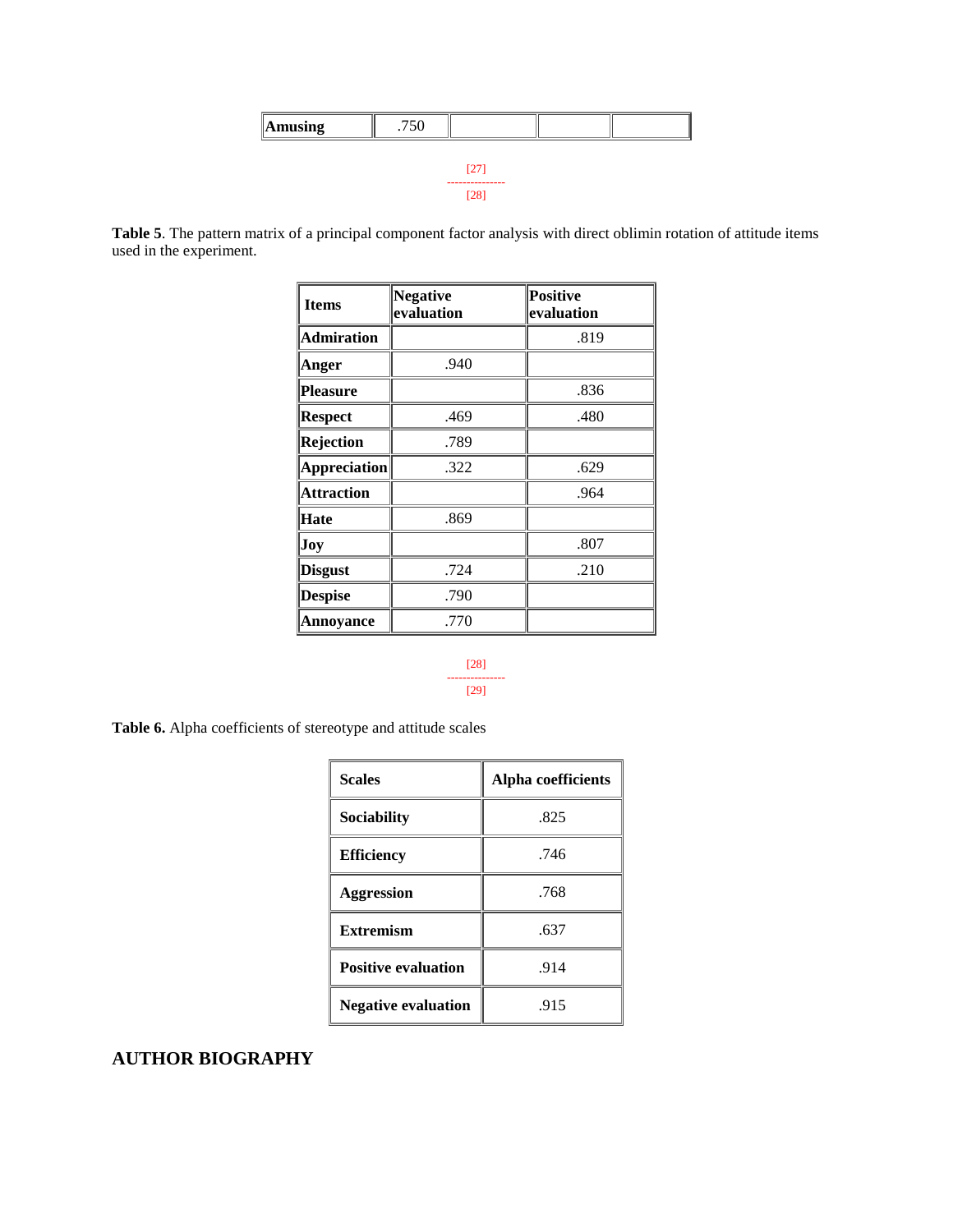| Amusing | .750 | | | |
|---|---|---|---|---|

[27]
---------------
[28]

**Table 5**. The pattern matrix of a principal component factor analysis with direct oblimin rotation of attitude items used in the experiment.

| Items | Negative evaluation | Positive evaluation |
|---|---|---|
| Admiration | | .819 |
| Anger | .940 | |
| Pleasure | | .836 |
| Respect | .469 | .480 |
| Rejection | .789 | |
| Appreciation | .322 | .629 |
| Attraction | | .964 |
| Hate | .869 | |
| Joy | | .807 |
| Disgust | .724 | .210 |
| Despise | .790 | |
| Annoyance | .770 | |

[28]
---------------
[29]

**Table 6.** Alpha coefficients of stereotype and attitude scales

| Scales | Alpha coefficients |
|---|---|
| Sociability | .825 |
| Efficiency | .746 |
| Aggression | .768 |
| Extremism | .637 |
| Positive evaluation | .914 |
| Negative evaluation | .915 |

## AUTHOR BIOGRAPHY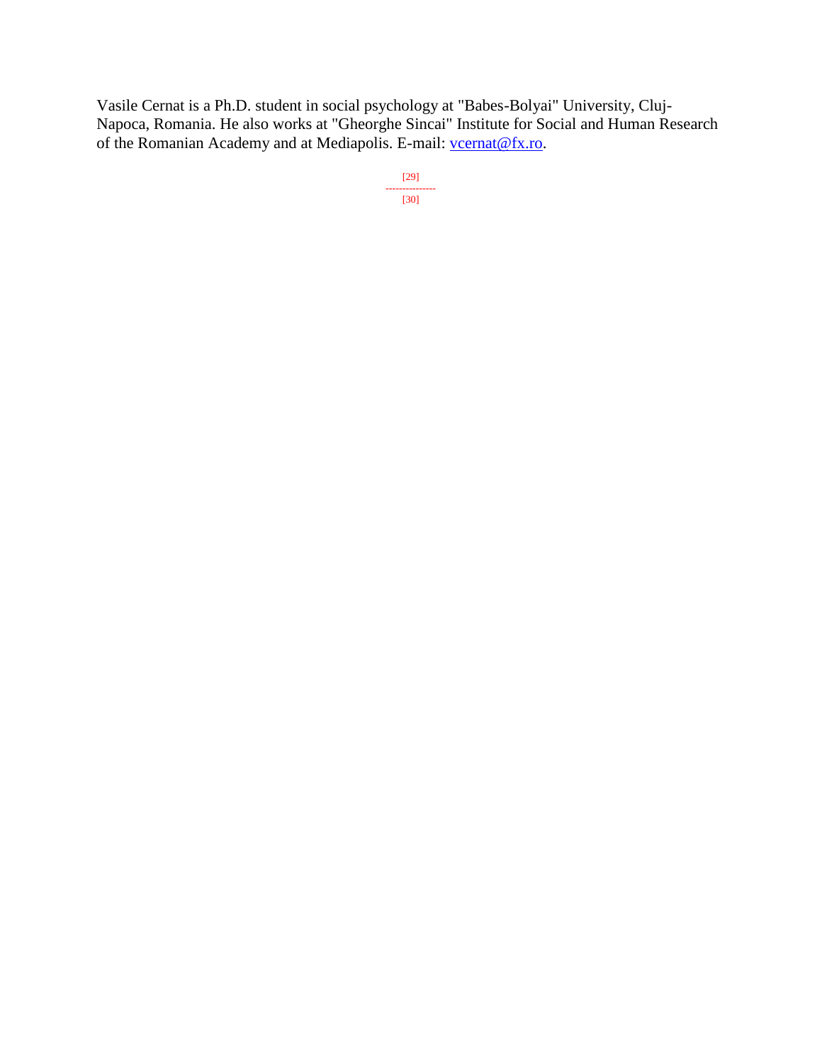Vasile Cernat is a Ph.D. student in social psychology at "Babes-Bolyai" University, Cluj-Napoca, Romania. He also works at "Gheorghe Sincai" Institute for Social and Human Research of the Romanian Academy and at Mediapolis. E-mail: vcernat@fx.ro.